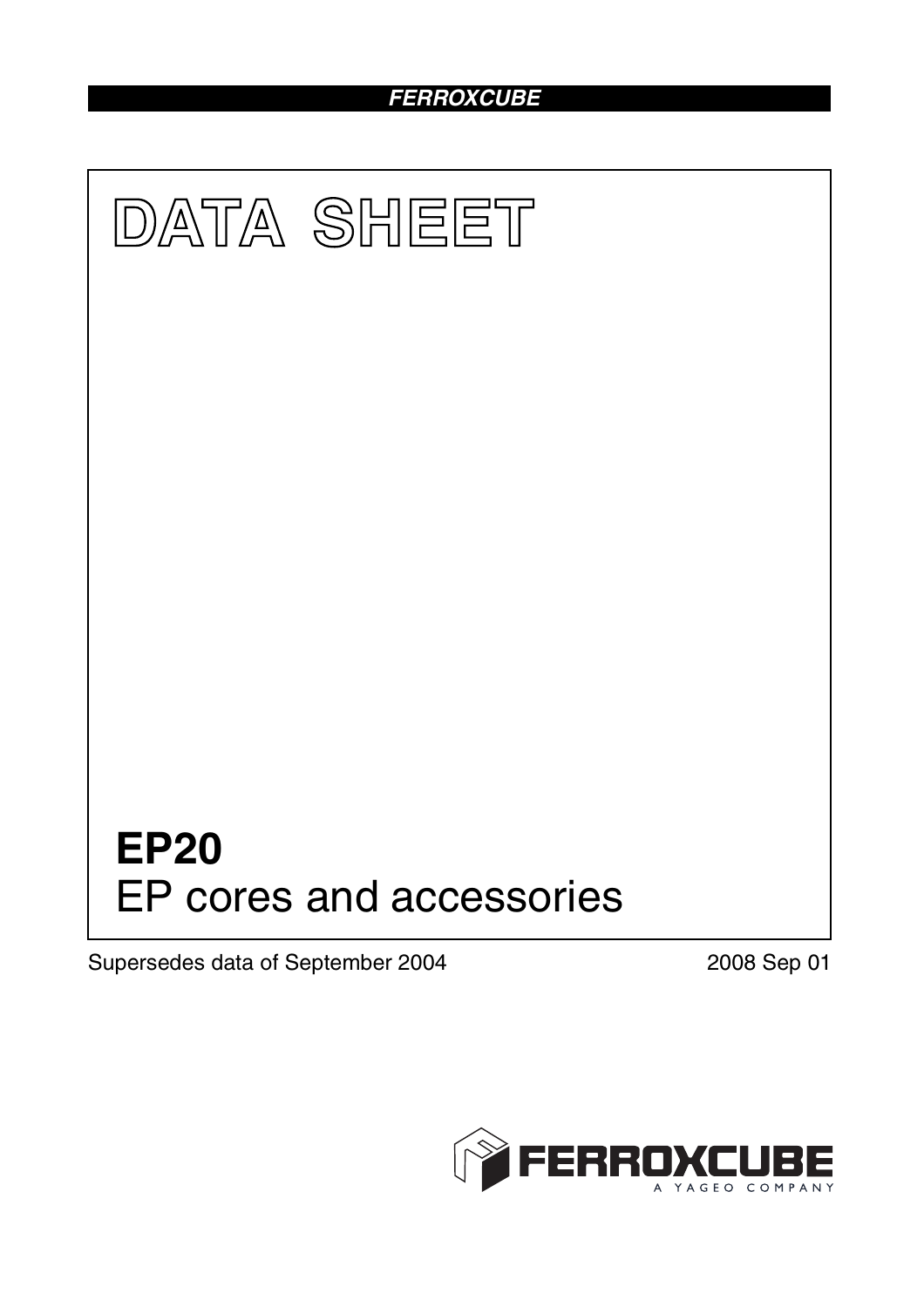FERROXCUBE

# DATA SHEET

# EP20

EP cores and accessories

Supersedes data of September 2004

2008 Sep 01

FERROXCUBE

A YAGEO COMPANY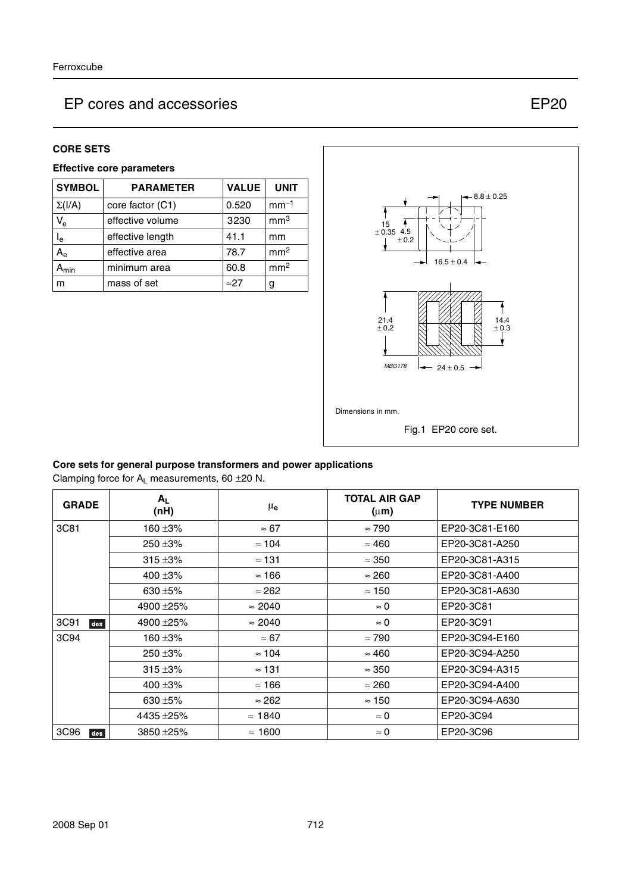# EP cores and accessories — EP20

## CORE SETS

### Effective core parameters

| SYMBOL | PARAMETER | VALUE | UNIT |
|---|---|---|---|
| $\Sigma(I/A)$ | core factor (C1) | 0.520 | $mm^{-1}$ |
| $V_e$ | effective volume | 3230 | $mm^3$ |
| $l_e$ | effective length | 41.1 | mm |
| $A_e$ | effective area | 78.7 | $mm^2$ |
| $A_{min}$ | minimum area | 60.8 | $mm^2$ |
| m | mass of set | ≈27 | g |

Dimensions in mm.

Fig.1 EP20 core set.

### Core sets for general purpose transformers and power applications

Clamping force for $A_L$ measurements, 60 ±20 N.

| GRADE | $A_L$ (nH) | $\mu_e$ | TOTAL AIR GAP (μm) | TYPE NUMBER |
|---|---|---|---|---|
| 3C81 | 160 ±3% | ≈ 67 | ≈ 790 | EP20-3C81-E160 |
| | 250 ±3% | ≈ 104 | ≈ 460 | EP20-3C81-A250 |
| | 315 ±3% | ≈ 131 | ≈ 350 | EP20-3C81-A315 |
| | 400 ±3% | ≈ 166 | ≈ 260 | EP20-3C81-A400 |
| | 630 ±5% | ≈ 262 | ≈ 150 | EP20-3C81-A630 |
| | 4900 ±25% | ≈ 2040 | ≈ 0 | EP20-3C81 |
| 3C91 des | 4900 ±25% | ≈ 2040 | ≈ 0 | EP20-3C91 |
| 3C94 | 160 ±3% | ≈ 67 | ≈ 790 | EP20-3C94-E160 |
| | 250 ±3% | ≈ 104 | ≈ 460 | EP20-3C94-A250 |
| | 315 ±3% | ≈ 131 | ≈ 350 | EP20-3C94-A315 |
| | 400 ±3% | ≈ 166 | ≈ 260 | EP20-3C94-A400 |
| | 630 ±5% | ≈ 262 | ≈ 150 | EP20-3C94-A630 |
| | 4435 ±25% | ≈ 1840 | ≈ 0 | EP20-3C94 |
| 3C96 des | 3850 ±25% | ≈ 1600 | ≈ 0 | EP20-3C96 |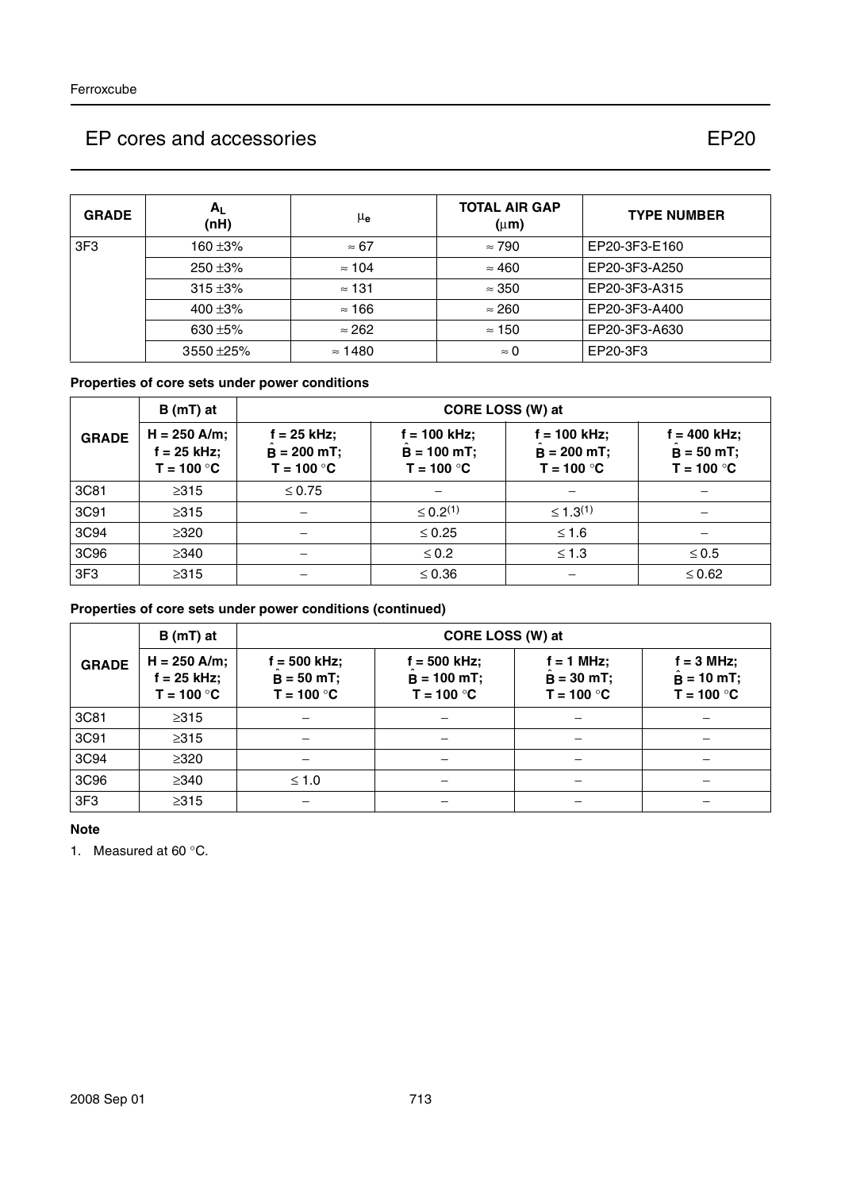| GRADE | $A_L$ (nH) | $\mu_e$ | TOTAL AIR GAP (μm) | TYPE NUMBER |
|---|---|---|---|---|
| 3F3 | 160 ±3% | ≈ 67 | ≈ 790 | EP20-3F3-E160 |
| | 250 ±3% | ≈ 104 | ≈ 460 | EP20-3F3-A250 |
| | 315 ±3% | ≈ 131 | ≈ 350 | EP20-3F3-A315 |
| | 400 ±3% | ≈ 166 | ≈ 260 | EP20-3F3-A400 |
| | 630 ±5% | ≈ 262 | ≈ 150 | EP20-3F3-A630 |
| | 3550 ±25% | ≈ 1480 | ≈ 0 | EP20-3F3 |

**Properties of core sets under power conditions**

| GRADE | B (mT) at | CORE LOSS (W) at | | | |
|---|---|---|---|---|---|
| | H = 250 A/m; f = 25 kHz; T = 100 °C | f = 25 kHz; $\hat{B}$ = 200 mT; T = 100 °C | f = 100 kHz; $\hat{B}$ = 100 mT; T = 100 °C | f = 100 kHz; $\hat{B}$ = 200 mT; T = 100 °C | f = 400 kHz; $\hat{B}$ = 50 mT; T = 100 °C |
| 3C81 | ≥315 | ≤ 0.75 | − | − | − |
| 3C91 | ≥315 | − | ≤ 0.2[1] | ≤ 1.3[1] | − |
| 3C94 | ≥320 | − | ≤ 0.25 | ≤ 1.6 | − |
| 3C96 | ≥340 | − | ≤ 0.2 | ≤ 1.3 | ≤ 0.5 |
| 3F3 | ≥315 | − | ≤ 0.36 | − | ≤ 0.62 |

**Properties of core sets under power conditions (continued)**

| GRADE | B (mT) at | CORE LOSS (W) at | | | |
|---|---|---|---|---|---|
| | H = 250 A/m; f = 25 kHz; T = 100 °C | f = 500 kHz; $\hat{B}$ = 50 mT; T = 100 °C | f = 500 kHz; $\hat{B}$ = 100 mT; T = 100 °C | f = 1 MHz; $\hat{B}$ = 30 mT; T = 100 °C | f = 3 MHz; $\hat{B}$ = 10 mT; T = 100 °C |
| 3C81 | ≥315 | − | − | − | − |
| 3C91 | ≥315 | − | − | − | − |
| 3C94 | ≥320 | − | − | − | − |
| 3C96 | ≥340 | ≤ 1.0 | − | − | − |
| 3F3 | ≥315 | − | − | − | − |

**Note**

1. Measured at 60 °C.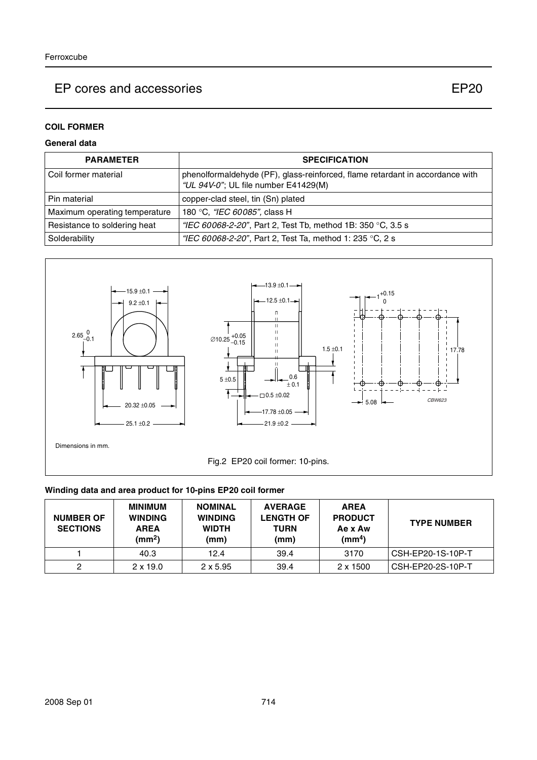## COIL FORMER

### General data

| PARAMETER | SPECIFICATION |
|---|---|
| Coil former material | phenolformaldehyde (PF), glass-reinforced, flame retardant in accordance with *"UL 94V-0"*; UL file number E41429(M) |
| Pin material | copper-clad steel, tin (Sn) plated |
| Maximum operating temperature | 180 °C, *"IEC 60085"*, class H |
| Resistance to soldering heat | *"IEC 60068-2-20"*, Part 2, Test Tb, method 1B: 350 °C, 3.5 s |
| Solderability | *"IEC 60068-2-20"*, Part 2, Test Ta, method 1: 235 °C, 2 s |

Dimensions in mm.

Fig.2 EP20 coil former: 10-pins.

### Winding data and area product for 10-pins EP20 coil former

| NUMBER OF SECTIONS | MINIMUM WINDING AREA ($mm^2$) | NOMINAL WINDING WIDTH (mm) | AVERAGE LENGTH OF TURN (mm) | AREA PRODUCT Ae x Aw ($mm^4$) | TYPE NUMBER |
|---|---|---|---|---|---|
| 1 | 40.3 | 12.4 | 39.4 | 3170 | CSH-EP20-1S-10P-T |
| 2 | 2 x 19.0 | 2 x 5.95 | 39.4 | 2 x 1500 | CSH-EP20-2S-10P-T |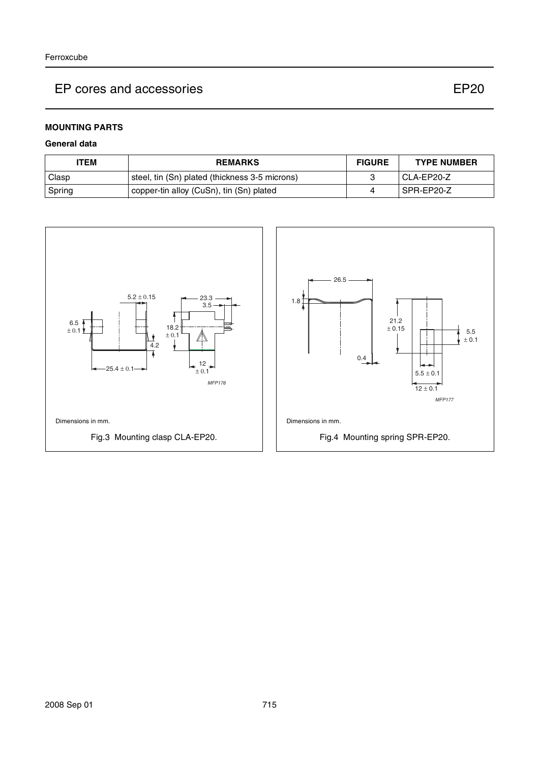# EP cores and accessories EP20

## MOUNTING PARTS

### General data

| ITEM | REMARKS | FIGURE | TYPE NUMBER |
| --- | --- | --- | --- |
| Clasp | steel, tin (Sn) plated (thickness 3-5 microns) | 3 | CLA-EP20-Z |
| Spring | copper-tin alloy (CuSn), tin (Sn) plated | 4 | SPR-EP20-Z |

Dimensions in mm.

Fig.3 Mounting clasp CLA-EP20.

Dimensions in mm.

Fig.4 Mounting spring SPR-EP20.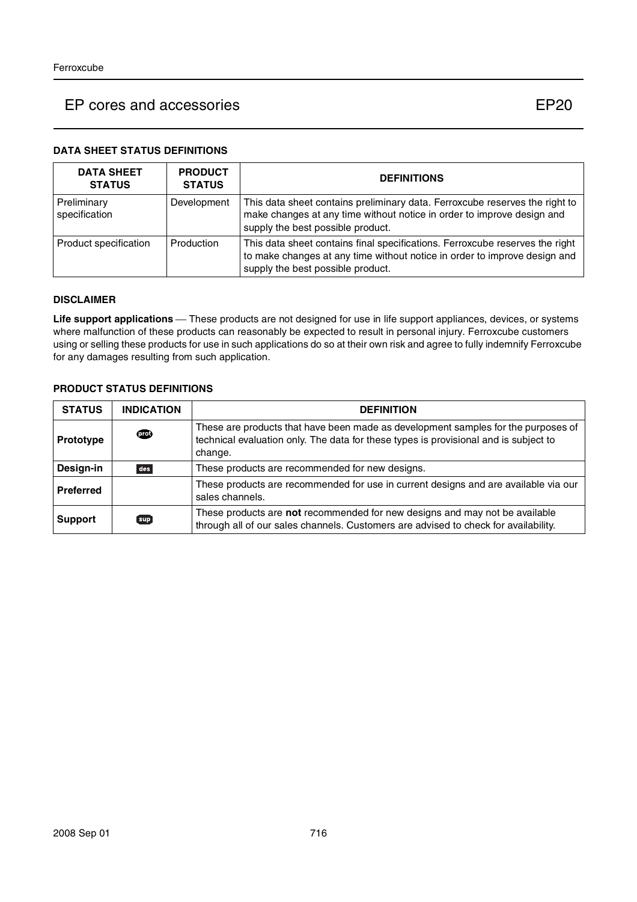## DATA SHEET STATUS DEFINITIONS

| DATA SHEET STATUS | PRODUCT STATUS | DEFINITIONS |
|---|---|---|
| Preliminary specification | Development | This data sheet contains preliminary data. Ferroxcube reserves the right to make changes at any time without notice in order to improve design and supply the best possible product. |
| Product specification | Production | This data sheet contains final specifications. Ferroxcube reserves the right to make changes at any time without notice in order to improve design and supply the best possible product. |

## DISCLAIMER

**Life support applications** — These products are not designed for use in life support appliances, devices, or systems where malfunction of these products can reasonably be expected to result in personal injury. Ferroxcube customers using or selling these products for use in such applications do so at their own risk and agree to fully indemnify Ferroxcube for any damages resulting from such application.

## PRODUCT STATUS DEFINITIONS

| STATUS | INDICATION | DEFINITION |
|---|---|---|
| **Prototype** | prot | These are products that have been made as development samples for the purposes of technical evaluation only. The data for these types is provisional and is subject to change. |
| **Design-in** | des | These products are recommended for new designs. |
| **Preferred** | | These products are recommended for use in current designs and are available via our sales channels. |
| **Support** | sup | These products are **not** recommended for new designs and may not be available through all of our sales channels. Customers are advised to check for availability. |